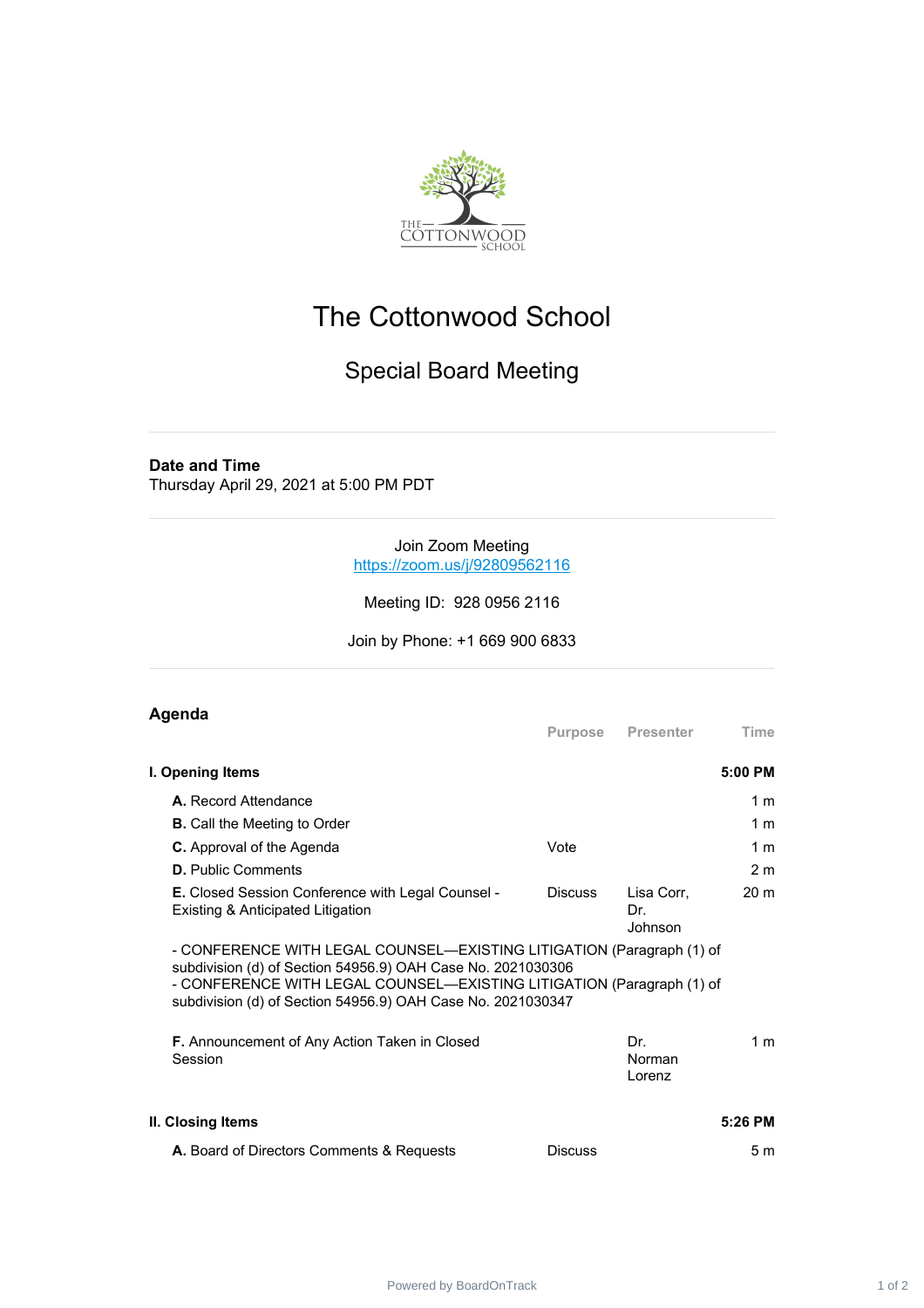# The Cottonwood School

## Special Board Meeting

**Date and Time**

Thursday April 29, 2021 at 5:00 PM PDT

Join Zoom Meeting
https://zoom.us/j/92809562116

Meeting ID: 928 0956 2116

Join by Phone: +1 669 900 6833

## Agenda

| | Purpose | Presenter | Time |
|---|---|---|---|
| **I. Opening Items** | | | **5:00 PM** |
| **A.** Record Attendance | | | 1 m |
| **B.** Call the Meeting to Order | | | 1 m |
| **C.** Approval of the Agenda | Vote | | 1 m |
| **D.** Public Comments | | | 2 m |
| **E.** Closed Session Conference with Legal Counsel - Existing & Anticipated Litigation | Discuss | Lisa Corr, Dr. Johnson | 20 m |

- CONFERENCE WITH LEGAL COUNSEL—EXISTING LITIGATION (Paragraph (1) of subdivision (d) of Section 54956.9) OAH Case No. 2021030306
- CONFERENCE WITH LEGAL COUNSEL—EXISTING LITIGATION (Paragraph (1) of subdivision (d) of Section 54956.9) OAH Case No. 2021030347

| | Purpose | Presenter | Time |
|---|---|---|---|
| **F.** Announcement of Any Action Taken in Closed Session | | Dr. Norman Lorenz | 1 m |
| **II. Closing Items** | | | **5:26 PM** |
| **A.** Board of Directors Comments & Requests | Discuss | | 5 m |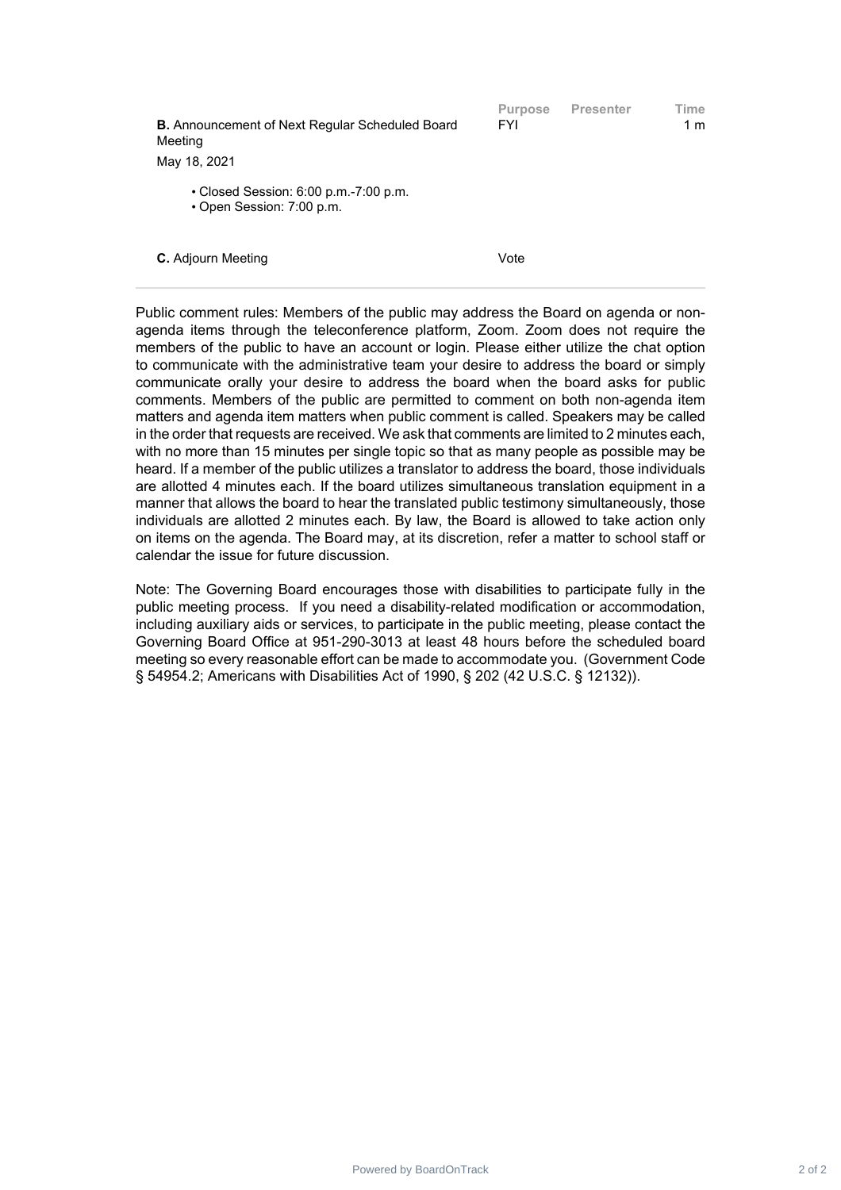| | Purpose | Presenter | Time |
|---|---|---|---|
| **B.** Announcement of Next Regular Scheduled Board Meeting | FYI | | 1 m |

May 18, 2021

- Closed Session: 6:00 p.m.-7:00 p.m.
- Open Session: 7:00 p.m.

| | | | |
|---|---|---|---|
| **C.** Adjourn Meeting | Vote | | |

Public comment rules: Members of the public may address the Board on agenda or non-agenda items through the teleconference platform, Zoom. Zoom does not require the members of the public to have an account or login. Please either utilize the chat option to communicate with the administrative team your desire to address the board or simply communicate orally your desire to address the board when the board asks for public comments. Members of the public are permitted to comment on both non-agenda item matters and agenda item matters when public comment is called. Speakers may be called in the order that requests are received. We ask that comments are limited to 2 minutes each, with no more than 15 minutes per single topic so that as many people as possible may be heard. If a member of the public utilizes a translator to address the board, those individuals are allotted 4 minutes each. If the board utilizes simultaneous translation equipment in a manner that allows the board to hear the translated public testimony simultaneously, those individuals are allotted 2 minutes each. By law, the Board is allowed to take action only on items on the agenda. The Board may, at its discretion, refer a matter to school staff or calendar the issue for future discussion.

Note: The Governing Board encourages those with disabilities to participate fully in the public meeting process. If you need a disability-related modification or accommodation, including auxiliary aids or services, to participate in the public meeting, please contact the Governing Board Office at 951-290-3013 at least 48 hours before the scheduled board meeting so every reasonable effort can be made to accommodate you. (Government Code § 54954.2; Americans with Disabilities Act of 1990, § 202 (42 U.S.C. § 12132)).